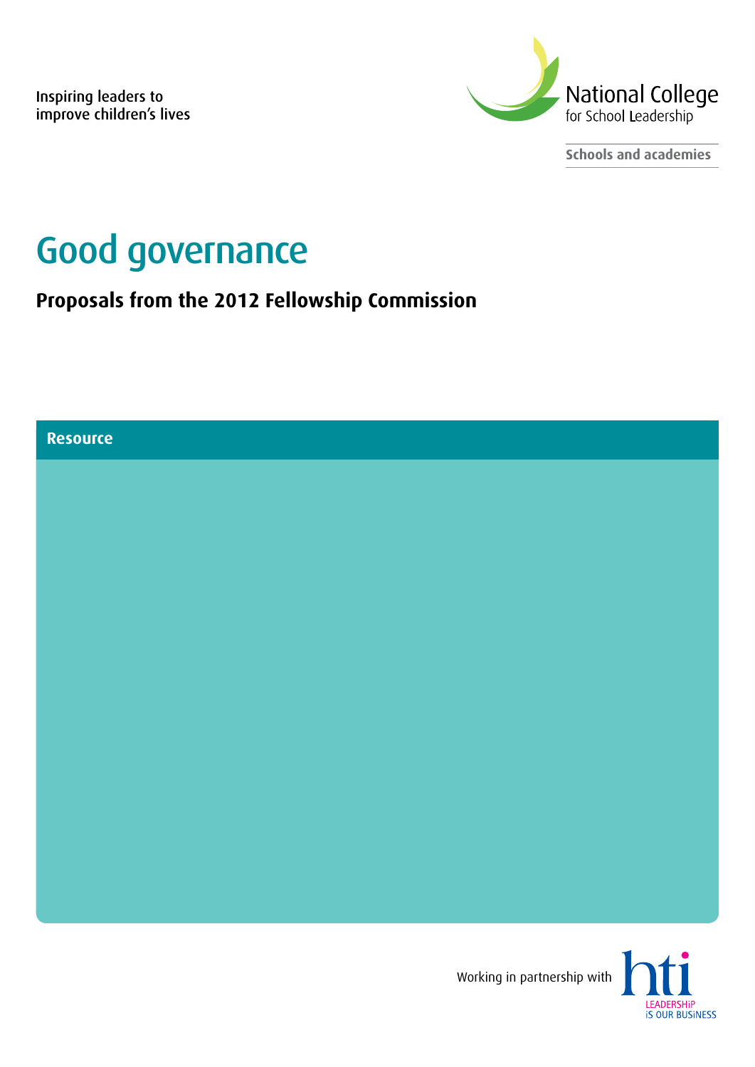Inspiring leaders to improve children's lives

National College for School Leadership

Schools and academies

# Good governance

## Proposals from the 2012 Fellowship Commission

Resource

Working in partnership with hti LEADERSHiP iS OUR BUSiNESS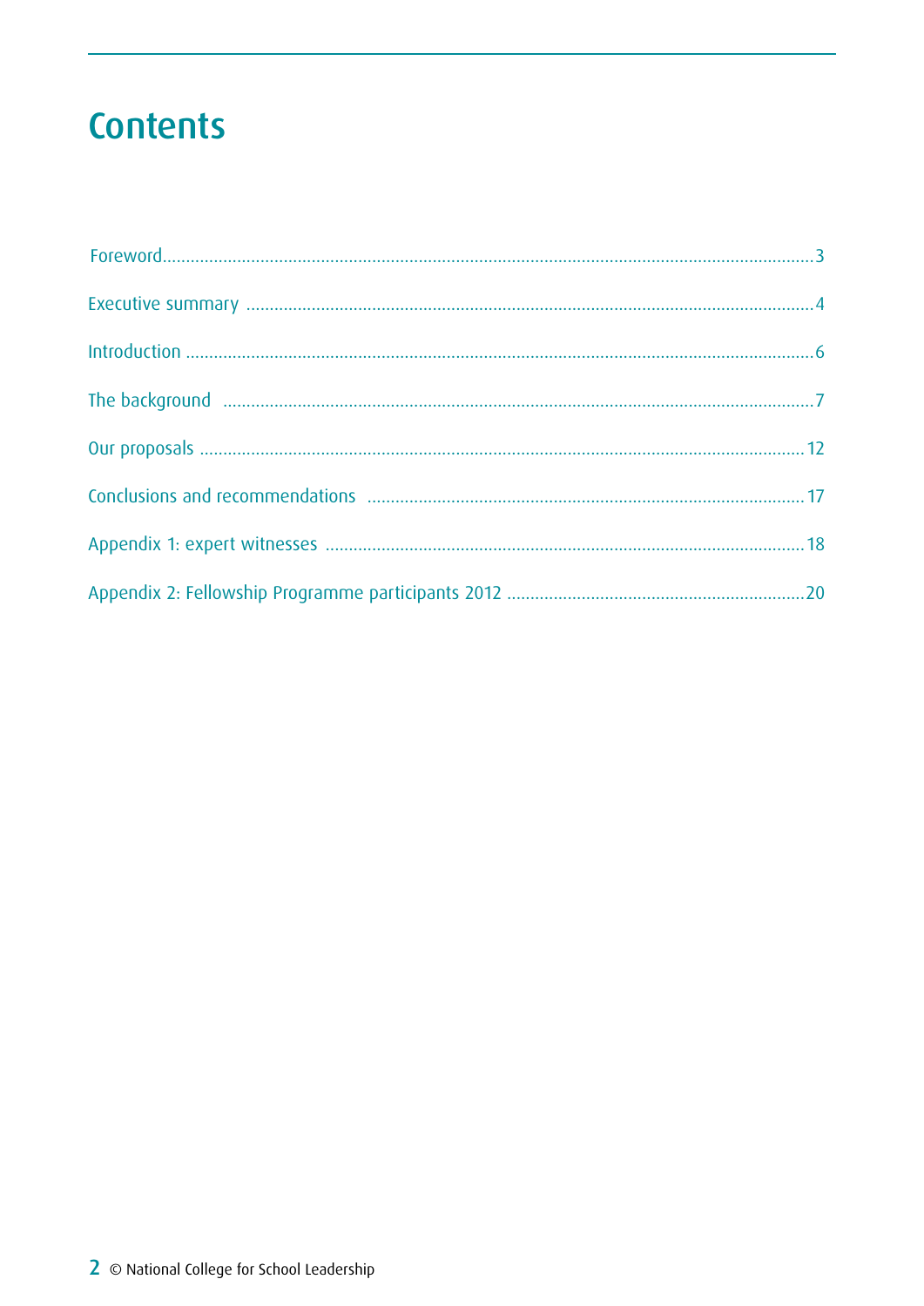# Contents

Foreword .................................................................. 3

Executive summary .................................................................. 4

Introduction .................................................................. 6

The background .................................................................. 7

Our proposals .................................................................. 12

Conclusions and recommendations .................................................................. 17

Appendix 1: expert witnesses .................................................................. 18

Appendix 2: Fellowship Programme participants 2012 .................................................................. 20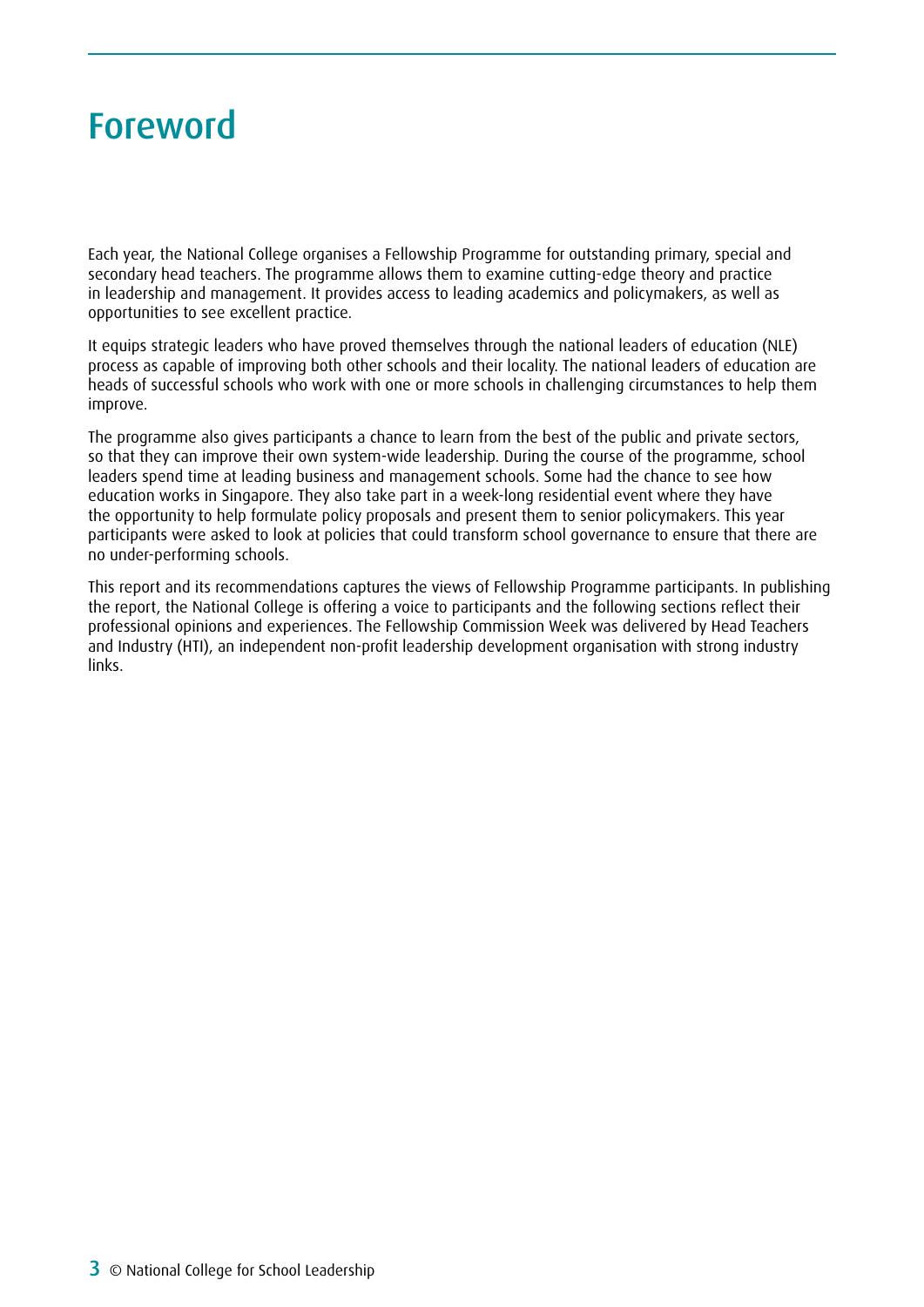# Foreword

Each year, the National College organises a Fellowship Programme for outstanding primary, special and secondary head teachers. The programme allows them to examine cutting-edge theory and practice in leadership and management. It provides access to leading academics and policymakers, as well as opportunities to see excellent practice.

It equips strategic leaders who have proved themselves through the national leaders of education (NLE) process as capable of improving both other schools and their locality. The national leaders of education are heads of successful schools who work with one or more schools in challenging circumstances to help them improve.

The programme also gives participants a chance to learn from the best of the public and private sectors, so that they can improve their own system-wide leadership. During the course of the programme, school leaders spend time at leading business and management schools. Some had the chance to see how education works in Singapore. They also take part in a week-long residential event where they have the opportunity to help formulate policy proposals and present them to senior policymakers. This year participants were asked to look at policies that could transform school governance to ensure that there are no under-performing schools.

This report and its recommendations captures the views of Fellowship Programme participants. In publishing the report, the National College is offering a voice to participants and the following sections reflect their professional opinions and experiences. The Fellowship Commission Week was delivered by Head Teachers and Industry (HTI), an independent non-profit leadership development organisation with strong industry links.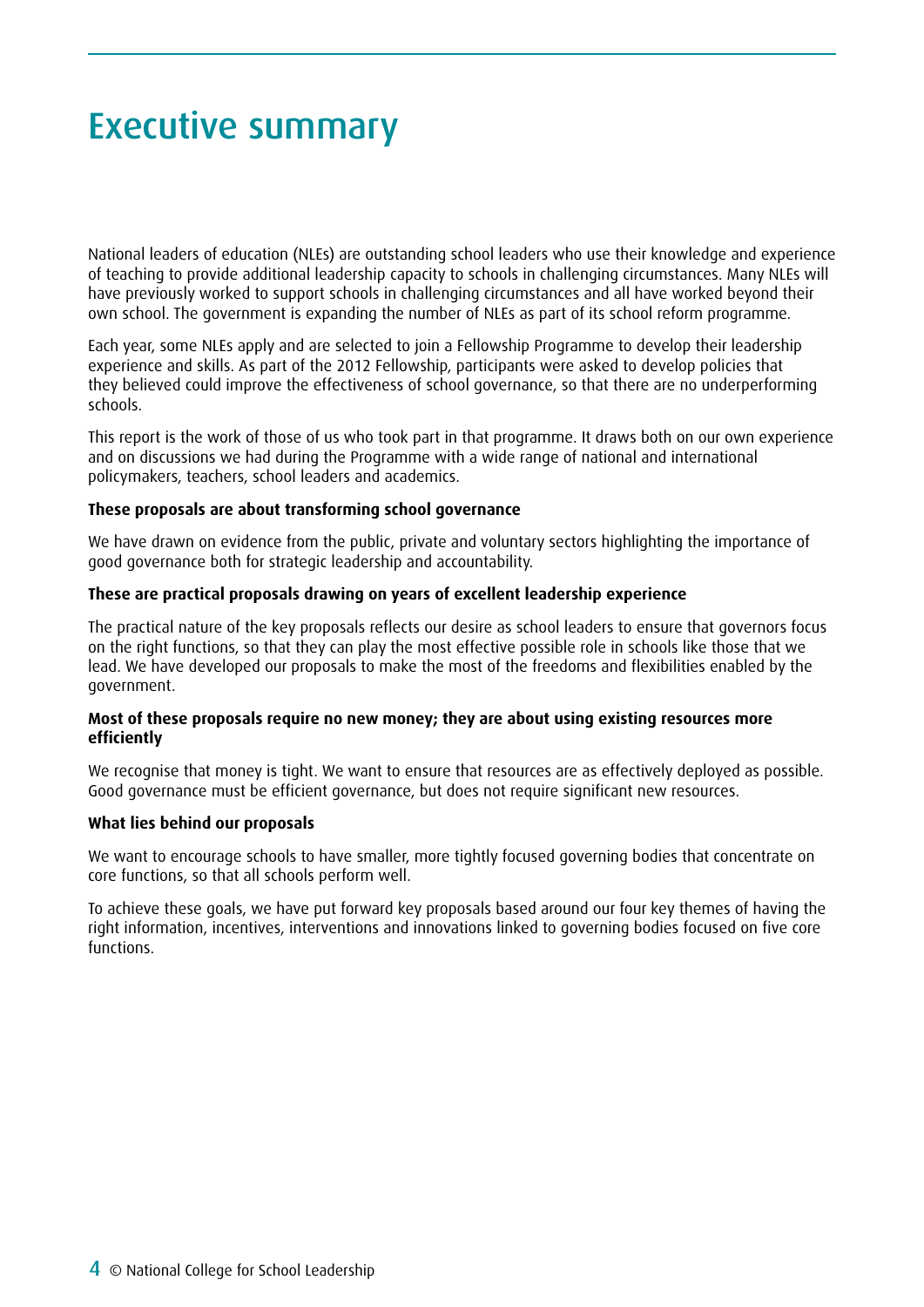# Executive summary

National leaders of education (NLEs) are outstanding school leaders who use their knowledge and experience of teaching to provide additional leadership capacity to schools in challenging circumstances. Many NLEs will have previously worked to support schools in challenging circumstances and all have worked beyond their own school. The government is expanding the number of NLEs as part of its school reform programme.

Each year, some NLEs apply and are selected to join a Fellowship Programme to develop their leadership experience and skills. As part of the 2012 Fellowship, participants were asked to develop policies that they believed could improve the effectiveness of school governance, so that there are no underperforming schools.

This report is the work of those of us who took part in that programme. It draws both on our own experience and on discussions we had during the Programme with a wide range of national and international policymakers, teachers, school leaders and academics.

**These proposals are about transforming school governance**

We have drawn on evidence from the public, private and voluntary sectors highlighting the importance of good governance both for strategic leadership and accountability.

**These are practical proposals drawing on years of excellent leadership experience**

The practical nature of the key proposals reflects our desire as school leaders to ensure that governors focus on the right functions, so that they can play the most effective possible role in schools like those that we lead. We have developed our proposals to make the most of the freedoms and flexibilities enabled by the government.

**Most of these proposals require no new money; they are about using existing resources more efficiently**

We recognise that money is tight. We want to ensure that resources are as effectively deployed as possible. Good governance must be efficient governance, but does not require significant new resources.

**What lies behind our proposals**

We want to encourage schools to have smaller, more tightly focused governing bodies that concentrate on core functions, so that all schools perform well.

To achieve these goals, we have put forward key proposals based around our four key themes of having the right information, incentives, interventions and innovations linked to governing bodies focused on five core functions.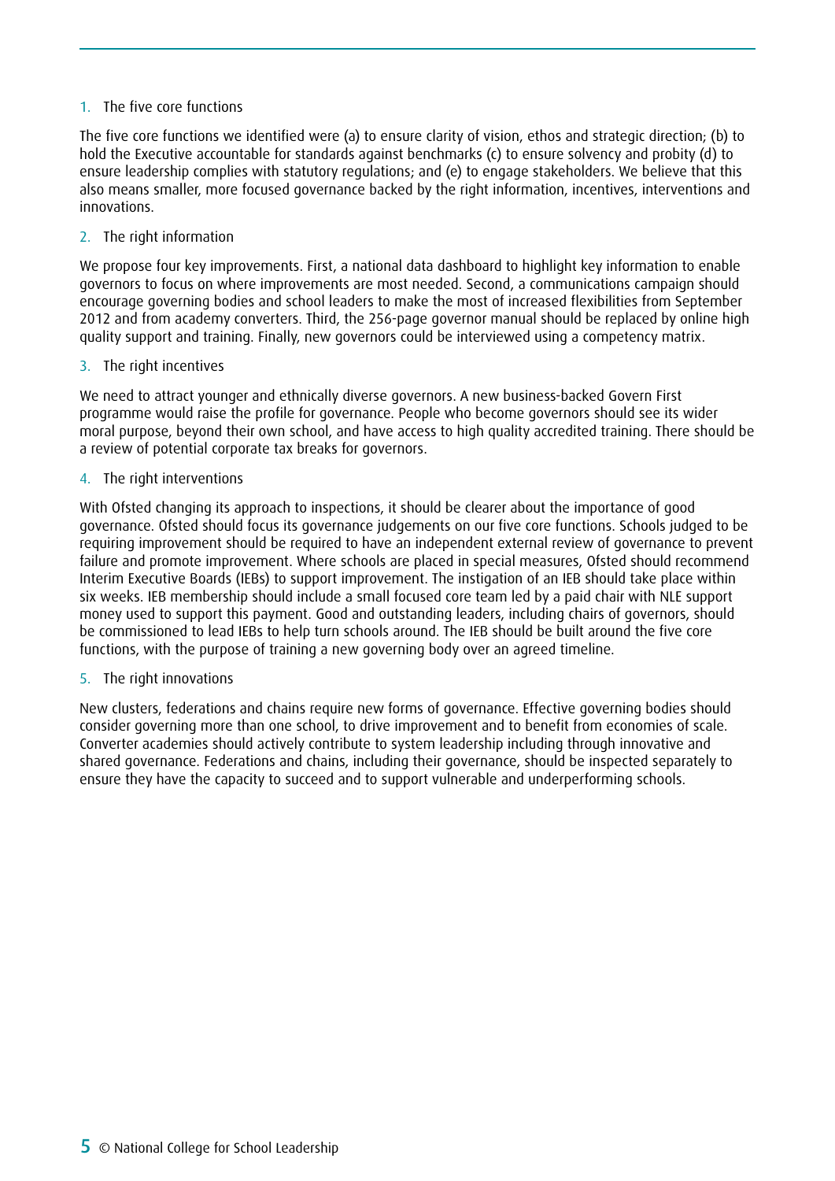1. The five core functions

The five core functions we identified were (a) to ensure clarity of vision, ethos and strategic direction; (b) to hold the Executive accountable for standards against benchmarks (c) to ensure solvency and probity (d) to ensure leadership complies with statutory regulations; and (e) to engage stakeholders. We believe that this also means smaller, more focused governance backed by the right information, incentives, interventions and innovations.

2. The right information

We propose four key improvements. First, a national data dashboard to highlight key information to enable governors to focus on where improvements are most needed. Second, a communications campaign should encourage governing bodies and school leaders to make the most of increased flexibilities from September 2012 and from academy converters. Third, the 256-page governor manual should be replaced by online high quality support and training. Finally, new governors could be interviewed using a competency matrix.

3. The right incentives

We need to attract younger and ethnically diverse governors. A new business-backed Govern First programme would raise the profile for governance. People who become governors should see its wider moral purpose, beyond their own school, and have access to high quality accredited training. There should be a review of potential corporate tax breaks for governors.

4. The right interventions

With Ofsted changing its approach to inspections, it should be clearer about the importance of good governance. Ofsted should focus its governance judgements on our five core functions. Schools judged to be requiring improvement should be required to have an independent external review of governance to prevent failure and promote improvement. Where schools are placed in special measures, Ofsted should recommend Interim Executive Boards (IEBs) to support improvement. The instigation of an IEB should take place within six weeks. IEB membership should include a small focused core team led by a paid chair with NLE support money used to support this payment. Good and outstanding leaders, including chairs of governors, should be commissioned to lead IEBs to help turn schools around. The IEB should be built around the five core functions, with the purpose of training a new governing body over an agreed timeline.

5. The right innovations

New clusters, federations and chains require new forms of governance. Effective governing bodies should consider governing more than one school, to drive improvement and to benefit from economies of scale. Converter academies should actively contribute to system leadership including through innovative and shared governance. Federations and chains, including their governance, should be inspected separately to ensure they have the capacity to succeed and to support vulnerable and underperforming schools.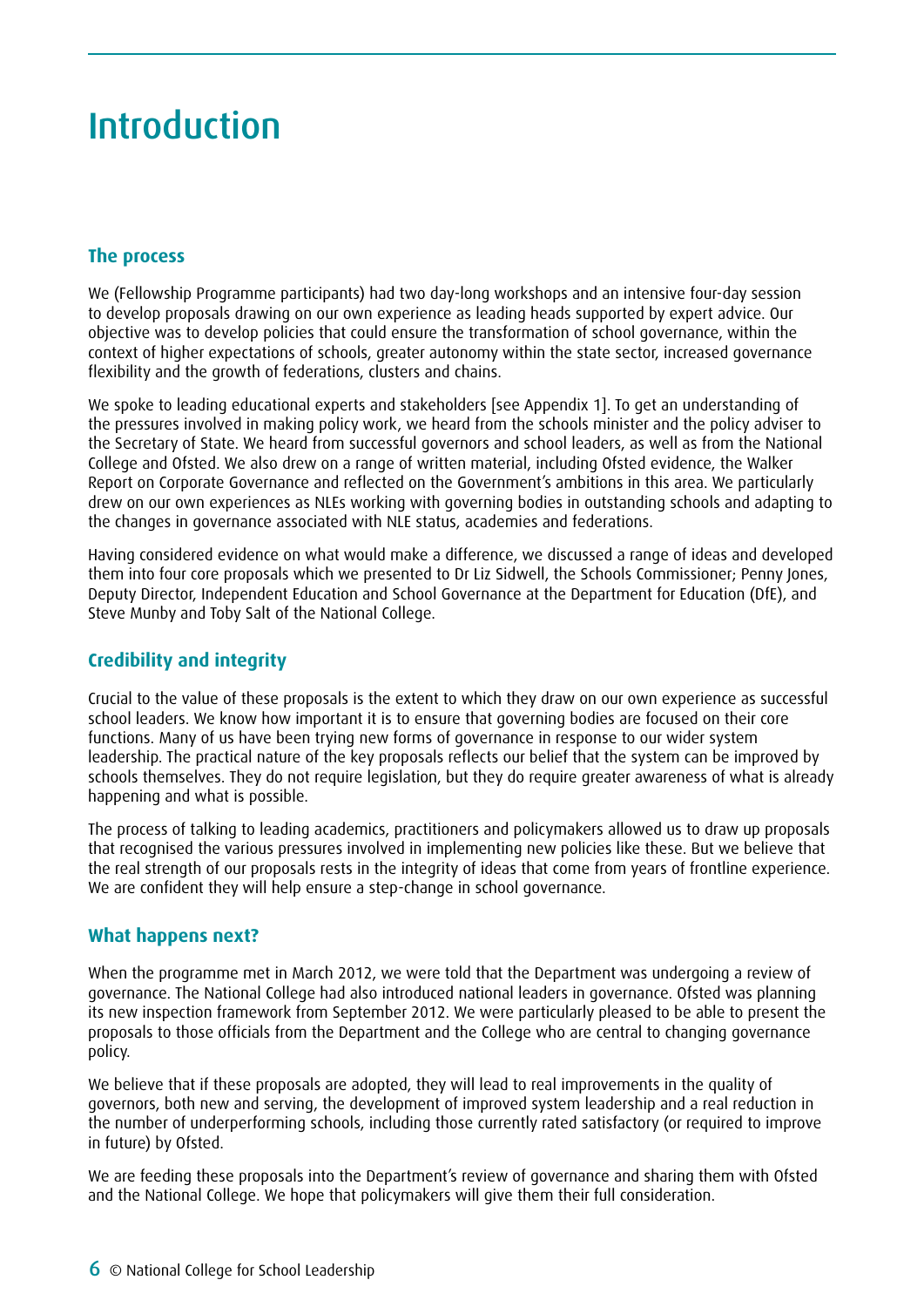# Introduction

## The process

We (Fellowship Programme participants) had two day-long workshops and an intensive four-day session to develop proposals drawing on our own experience as leading heads supported by expert advice. Our objective was to develop policies that could ensure the transformation of school governance, within the context of higher expectations of schools, greater autonomy within the state sector, increased governance flexibility and the growth of federations, clusters and chains.

We spoke to leading educational experts and stakeholders [see Appendix 1]. To get an understanding of the pressures involved in making policy work, we heard from the schools minister and the policy adviser to the Secretary of State. We heard from successful governors and school leaders, as well as from the National College and Ofsted. We also drew on a range of written material, including Ofsted evidence, the Walker Report on Corporate Governance and reflected on the Government's ambitions in this area. We particularly drew on our own experiences as NLEs working with governing bodies in outstanding schools and adapting to the changes in governance associated with NLE status, academies and federations.

Having considered evidence on what would make a difference, we discussed a range of ideas and developed them into four core proposals which we presented to Dr Liz Sidwell, the Schools Commissioner; Penny Jones, Deputy Director, Independent Education and School Governance at the Department for Education (DfE), and Steve Munby and Toby Salt of the National College.

## Credibility and integrity

Crucial to the value of these proposals is the extent to which they draw on our own experience as successful school leaders. We know how important it is to ensure that governing bodies are focused on their core functions. Many of us have been trying new forms of governance in response to our wider system leadership. The practical nature of the key proposals reflects our belief that the system can be improved by schools themselves. They do not require legislation, but they do require greater awareness of what is already happening and what is possible.

The process of talking to leading academics, practitioners and policymakers allowed us to draw up proposals that recognised the various pressures involved in implementing new policies like these. But we believe that the real strength of our proposals rests in the integrity of ideas that come from years of frontline experience. We are confident they will help ensure a step-change in school governance.

## What happens next?

When the programme met in March 2012, we were told that the Department was undergoing a review of governance. The National College had also introduced national leaders in governance. Ofsted was planning its new inspection framework from September 2012. We were particularly pleased to be able to present the proposals to those officials from the Department and the College who are central to changing governance policy.

We believe that if these proposals are adopted, they will lead to real improvements in the quality of governors, both new and serving, the development of improved system leadership and a real reduction in the number of underperforming schools, including those currently rated satisfactory (or required to improve in future) by Ofsted.

We are feeding these proposals into the Department's review of governance and sharing them with Ofsted and the National College. We hope that policymakers will give them their full consideration.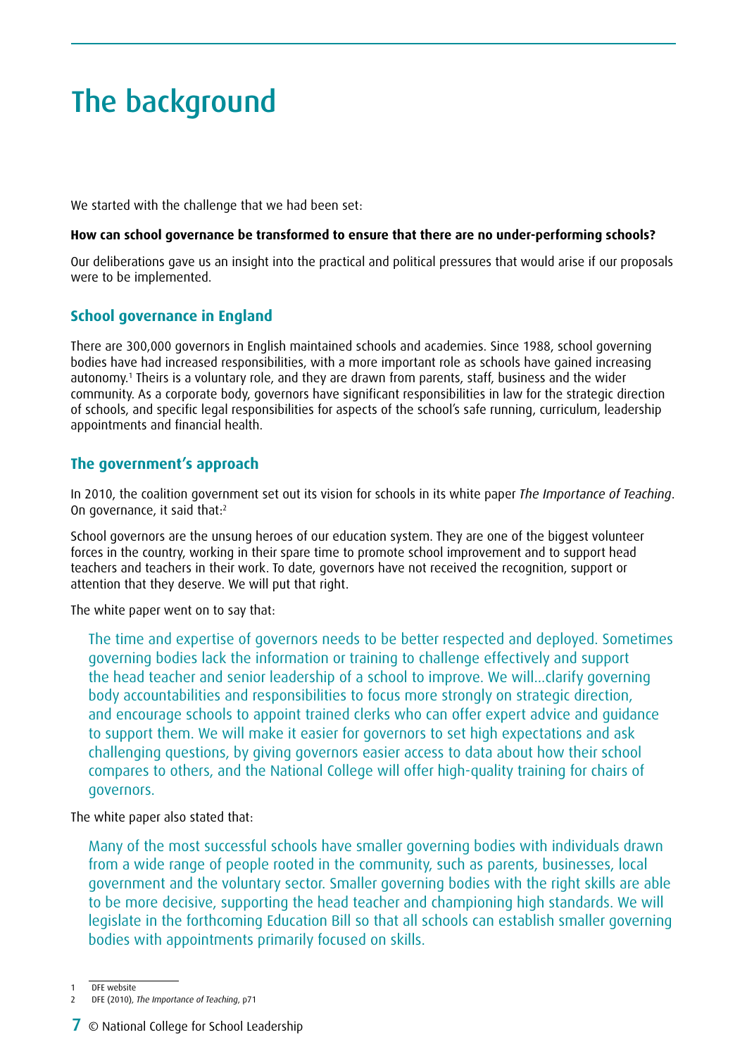# The background

We started with the challenge that we had been set:

**How can school governance be transformed to ensure that there are no under-performing schools?**

Our deliberations gave us an insight into the practical and political pressures that would arise if our proposals were to be implemented.

## School governance in England

There are 300,000 governors in English maintained schools and academies. Since 1988, school governing bodies have had increased responsibilities, with a more important role as schools have gained increasing autonomy.[1] Theirs is a voluntary role, and they are drawn from parents, staff, business and the wider community. As a corporate body, governors have significant responsibilities in law for the strategic direction of schools, and specific legal responsibilities for aspects of the school's safe running, curriculum, leadership appointments and financial health.

## The government's approach

In 2010, the coalition government set out its vision for schools in its white paper *The Importance of Teaching*. On governance, it said that:[2]

School governors are the unsung heroes of our education system. They are one of the biggest volunteer forces in the country, working in their spare time to promote school improvement and to support head teachers and teachers in their work. To date, governors have not received the recognition, support or attention that they deserve. We will put that right.

The white paper went on to say that:

> The time and expertise of governors needs to be better respected and deployed. Sometimes governing bodies lack the information or training to challenge effectively and support the head teacher and senior leadership of a school to improve. We will…clarify governing body accountabilities and responsibilities to focus more strongly on strategic direction, and encourage schools to appoint trained clerks who can offer expert advice and guidance to support them. We will make it easier for governors to set high expectations and ask challenging questions, by giving governors easier access to data about how their school compares to others, and the National College will offer high-quality training for chairs of governors.

The white paper also stated that:

> Many of the most successful schools have smaller governing bodies with individuals drawn from a wide range of people rooted in the community, such as parents, businesses, local government and the voluntary sector. Smaller governing bodies with the right skills are able to be more decisive, supporting the head teacher and championing high standards. We will legislate in the forthcoming Education Bill so that all schools can establish smaller governing bodies with appointments primarily focused on skills.

1 DFE website
2 DFE (2010), *The Importance of Teaching*, p71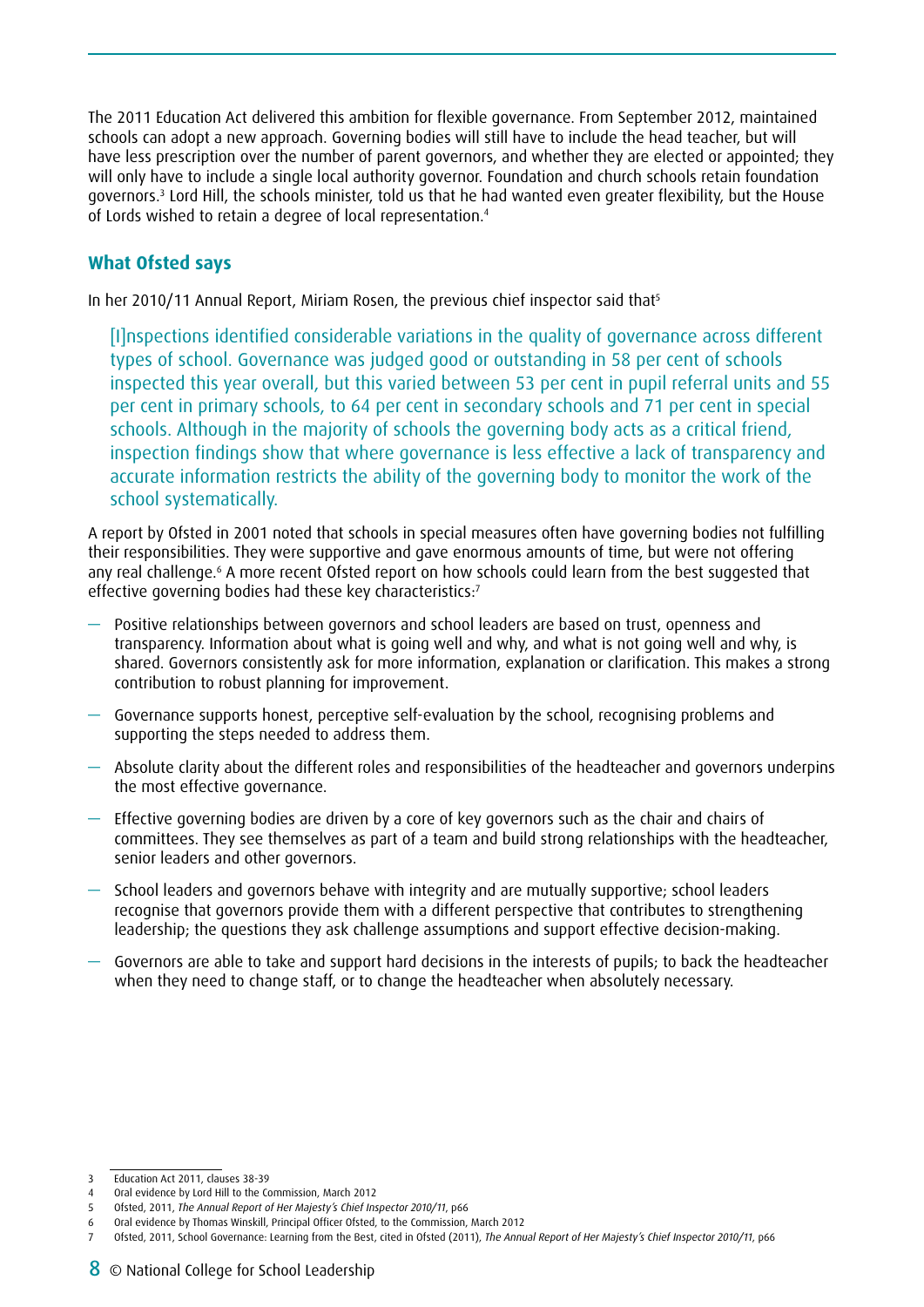The 2011 Education Act delivered this ambition for flexible governance. From September 2012, maintained schools can adopt a new approach. Governing bodies will still have to include the head teacher, but will have less prescription over the number of parent governors, and whether they are elected or appointed; they will only have to include a single local authority governor. Foundation and church schools retain foundation governors.[3] Lord Hill, the schools minister, told us that he had wanted even greater flexibility, but the House of Lords wished to retain a degree of local representation.[4]

## What Ofsted says

In her 2010/11 Annual Report, Miriam Rosen, the previous chief inspector said that[5]

> [I]nspections identified considerable variations in the quality of governance across different types of school. Governance was judged good or outstanding in 58 per cent of schools inspected this year overall, but this varied between 53 per cent in pupil referral units and 55 per cent in primary schools, to 64 per cent in secondary schools and 71 per cent in special schools. Although in the majority of schools the governing body acts as a critical friend, inspection findings show that where governance is less effective a lack of transparency and accurate information restricts the ability of the governing body to monitor the work of the school systematically.

A report by Ofsted in 2001 noted that schools in special measures often have governing bodies not fulfilling their responsibilities. They were supportive and gave enormous amounts of time, but were not offering any real challenge.[6] A more recent Ofsted report on how schools could learn from the best suggested that effective governing bodies had these key characteristics:[7]

- Positive relationships between governors and school leaders are based on trust, openness and transparency. Information about what is going well and why, and what is not going well and why, is shared. Governors consistently ask for more information, explanation or clarification. This makes a strong contribution to robust planning for improvement.
- Governance supports honest, perceptive self-evaluation by the school, recognising problems and supporting the steps needed to address them.
- Absolute clarity about the different roles and responsibilities of the headteacher and governors underpins the most effective governance.
- Effective governing bodies are driven by a core of key governors such as the chair and chairs of committees. They see themselves as part of a team and build strong relationships with the headteacher, senior leaders and other governors.
- School leaders and governors behave with integrity and are mutually supportive; school leaders recognise that governors provide them with a different perspective that contributes to strengthening leadership; the questions they ask challenge assumptions and support effective decision-making.
- Governors are able to take and support hard decisions in the interests of pupils; to back the headteacher when they need to change staff, or to change the headteacher when absolutely necessary.

---

3 Education Act 2011, clauses 38-39
4 Oral evidence by Lord Hill to the Commission, March 2012
5 Ofsted, 2011, *The Annual Report of Her Majesty's Chief Inspector 2010/11*, p66
6 Oral evidence by Thomas Winskill, Principal Officer Ofsted, to the Commission, March 2012
7 Ofsted, 2011, School Governance: Learning from the Best, cited in Ofsted (2011), *The Annual Report of Her Majesty's Chief Inspector 2010/11*, p66

© National College for School Leadership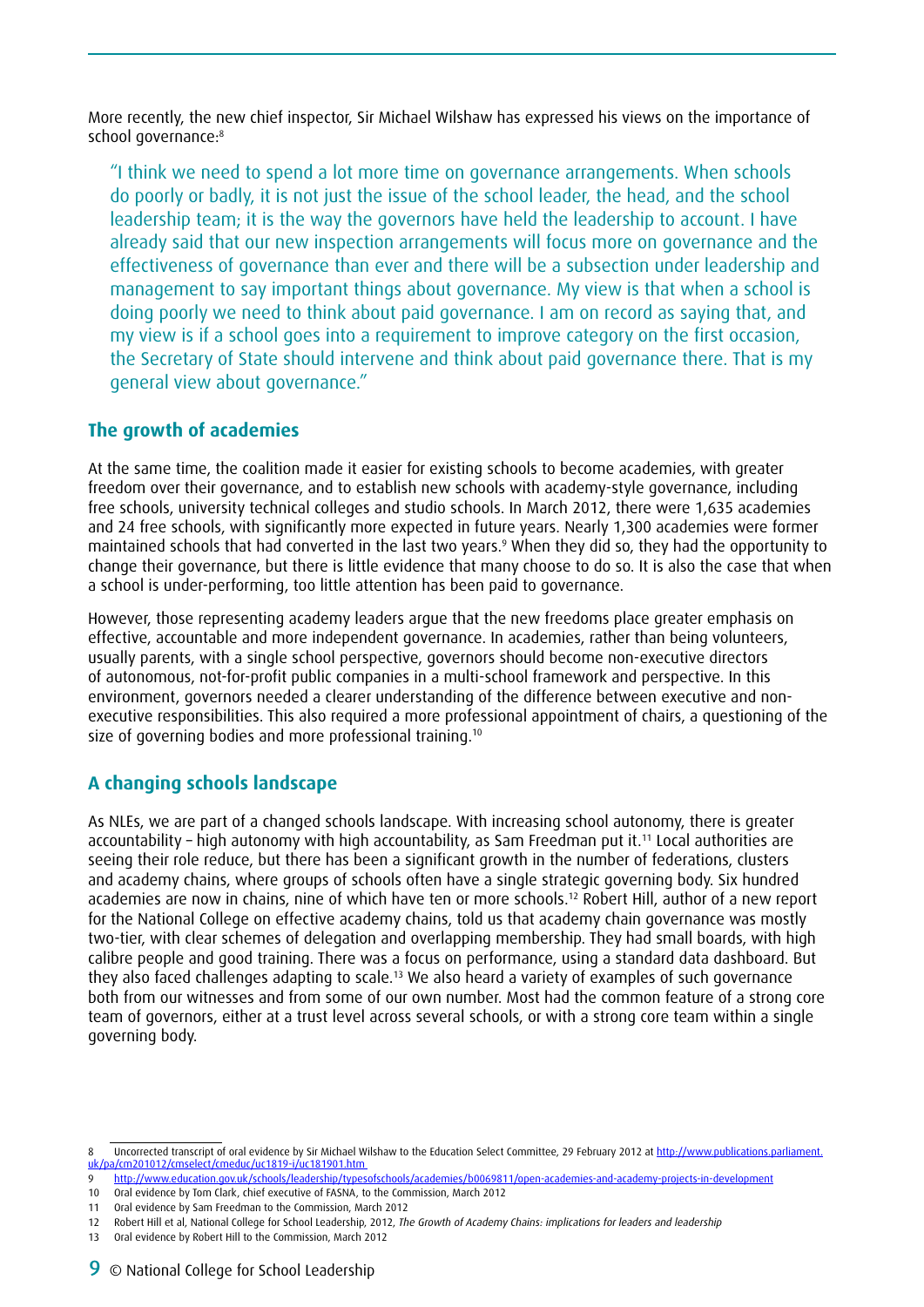More recently, the new chief inspector, Sir Michael Wilshaw has expressed his views on the importance of school governance:[8]

> "I think we need to spend a lot more time on governance arrangements. When schools do poorly or badly, it is not just the issue of the school leader, the head, and the school leadership team; it is the way the governors have held the leadership to account. I have already said that our new inspection arrangements will focus more on governance and the effectiveness of governance than ever and there will be a subsection under leadership and management to say important things about governance. My view is that when a school is doing poorly we need to think about paid governance. I am on record as saying that, and my view is if a school goes into a requirement to improve category on the first occasion, the Secretary of State should intervene and think about paid governance there. That is my general view about governance."

## The growth of academies

At the same time, the coalition made it easier for existing schools to become academies, with greater freedom over their governance, and to establish new schools with academy-style governance, including free schools, university technical colleges and studio schools. In March 2012, there were 1,635 academies and 24 free schools, with significantly more expected in future years. Nearly 1,300 academies were former maintained schools that had converted in the last two years.[9] When they did so, they had the opportunity to change their governance, but there is little evidence that many choose to do so. It is also the case that when a school is under-performing, too little attention has been paid to governance.

However, those representing academy leaders argue that the new freedoms place greater emphasis on effective, accountable and more independent governance. In academies, rather than being volunteers, usually parents, with a single school perspective, governors should become non-executive directors of autonomous, not-for-profit public companies in a multi-school framework and perspective. In this environment, governors needed a clearer understanding of the difference between executive and non-executive responsibilities. This also required a more professional appointment of chairs, a questioning of the size of governing bodies and more professional training.[10]

## A changing schools landscape

As NLEs, we are part of a changed schools landscape. With increasing school autonomy, there is greater accountability – high autonomy with high accountability, as Sam Freedman put it.[11] Local authorities are seeing their role reduce, but there has been a significant growth in the number of federations, clusters and academy chains, where groups of schools often have a single strategic governing body. Six hundred academies are now in chains, nine of which have ten or more schools.[12] Robert Hill, author of a new report for the National College on effective academy chains, told us that academy chain governance was mostly two-tier, with clear schemes of delegation and overlapping membership. They had small boards, with high calibre people and good training. There was a focus on performance, using a standard data dashboard. But they also faced challenges adapting to scale.[13] We also heard a variety of examples of such governance both from our witnesses and from some of our own number. Most had the common feature of a strong core team of governors, either at a trust level across several schools, or with a strong core team within a single governing body.

---

8 Uncorrected transcript of oral evidence by Sir Michael Wilshaw to the Education Select Committee, 29 February 2012 at http://www.publications.parliament.uk/pa/cm201012/cmselect/cmeduc/uc1819-i/uc181901.htm

9 http://www.education.gov.uk/schools/leadership/typesofschools/academies/b0069811/open-academies-and-academy-projects-in-development

10 Oral evidence by Tom Clark, chief executive of FASNA, to the Commission, March 2012

11 Oral evidence by Sam Freedman to the Commission, March 2012

12 Robert Hill et al, National College for School Leadership, 2012, *The Growth of Academy Chains: implications for leaders and leadership*

13 Oral evidence by Robert Hill to the Commission, March 2012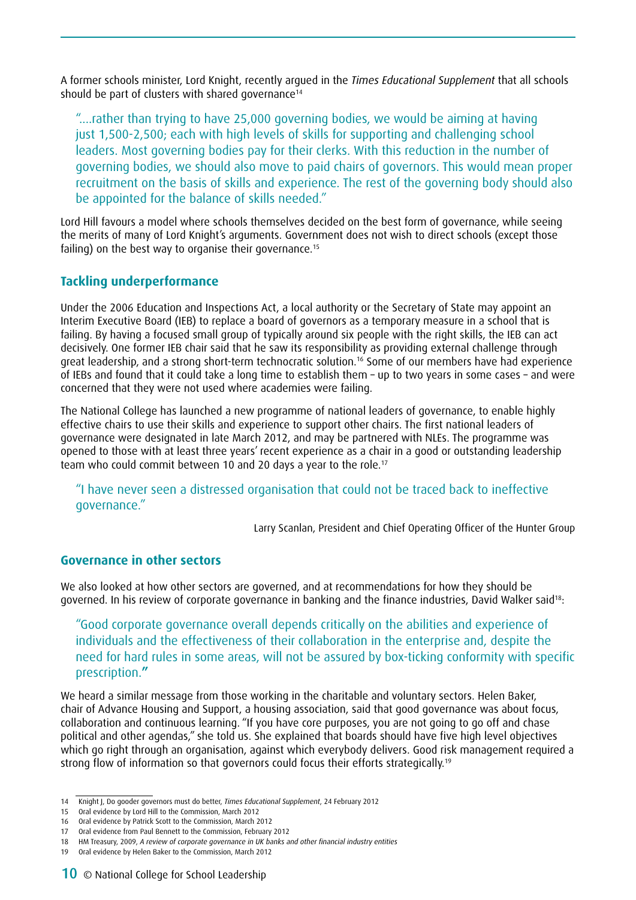A former schools minister, Lord Knight, recently argued in the *Times Educational Supplement* that all schools should be part of clusters with shared governance[14]

> "....rather than trying to have 25,000 governing bodies, we would be aiming at having just 1,500-2,500; each with high levels of skills for supporting and challenging school leaders. Most governing bodies pay for their clerks. With this reduction in the number of governing bodies, we should also move to paid chairs of governors. This would mean proper recruitment on the basis of skills and experience. The rest of the governing body should also be appointed for the balance of skills needed."

Lord Hill favours a model where schools themselves decided on the best form of governance, while seeing the merits of many of Lord Knight's arguments. Government does not wish to direct schools (except those failing) on the best way to organise their governance.[15]

## Tackling underperformance

Under the 2006 Education and Inspections Act, a local authority or the Secretary of State may appoint an Interim Executive Board (IEB) to replace a board of governors as a temporary measure in a school that is failing. By having a focused small group of typically around six people with the right skills, the IEB can act decisively. One former IEB chair said that he saw its responsibility as providing external challenge through great leadership, and a strong short-term technocratic solution.[16] Some of our members have had experience of IEBs and found that it could take a long time to establish them – up to two years in some cases – and were concerned that they were not used where academies were failing.

The National College has launched a new programme of national leaders of governance, to enable highly effective chairs to use their skills and experience to support other chairs. The first national leaders of governance were designated in late March 2012, and may be partnered with NLEs. The programme was opened to those with at least three years' recent experience as a chair in a good or outstanding leadership team who could commit between 10 and 20 days a year to the role.[17]

> "I have never seen a distressed organisation that could not be traced back to ineffective governance."
>
> Larry Scanlan, President and Chief Operating Officer of the Hunter Group

## Governance in other sectors

We also looked at how other sectors are governed, and at recommendations for how they should be governed. In his review of corporate governance in banking and the finance industries, David Walker said[18]:

> "Good corporate governance overall depends critically on the abilities and experience of individuals and the effectiveness of their collaboration in the enterprise and, despite the need for hard rules in some areas, will not be assured by box-ticking conformity with specific prescription."

We heard a similar message from those working in the charitable and voluntary sectors. Helen Baker, chair of Advance Housing and Support, a housing association, said that good governance was about focus, collaboration and continuous learning. "If you have core purposes, you are not going to go off and chase political and other agendas," she told us. She explained that boards should have five high level objectives which go right through an organisation, against which everybody delivers. Good risk management required a strong flow of information so that governors could focus their efforts strategically.[19]

---

14 Knight J, Do gooder governors must do better, *Times Educational Supplement*, 24 February 2012
15 Oral evidence by Lord Hill to the Commission, March 2012
16 Oral evidence by Patrick Scott to the Commission, March 2012
17 Oral evidence from Paul Bennett to the Commission, February 2012
18 HM Treasury, 2009, *A review of corporate governance in UK banks and other financial industry entities*
19 Oral evidence by Helen Baker to the Commission, March 2012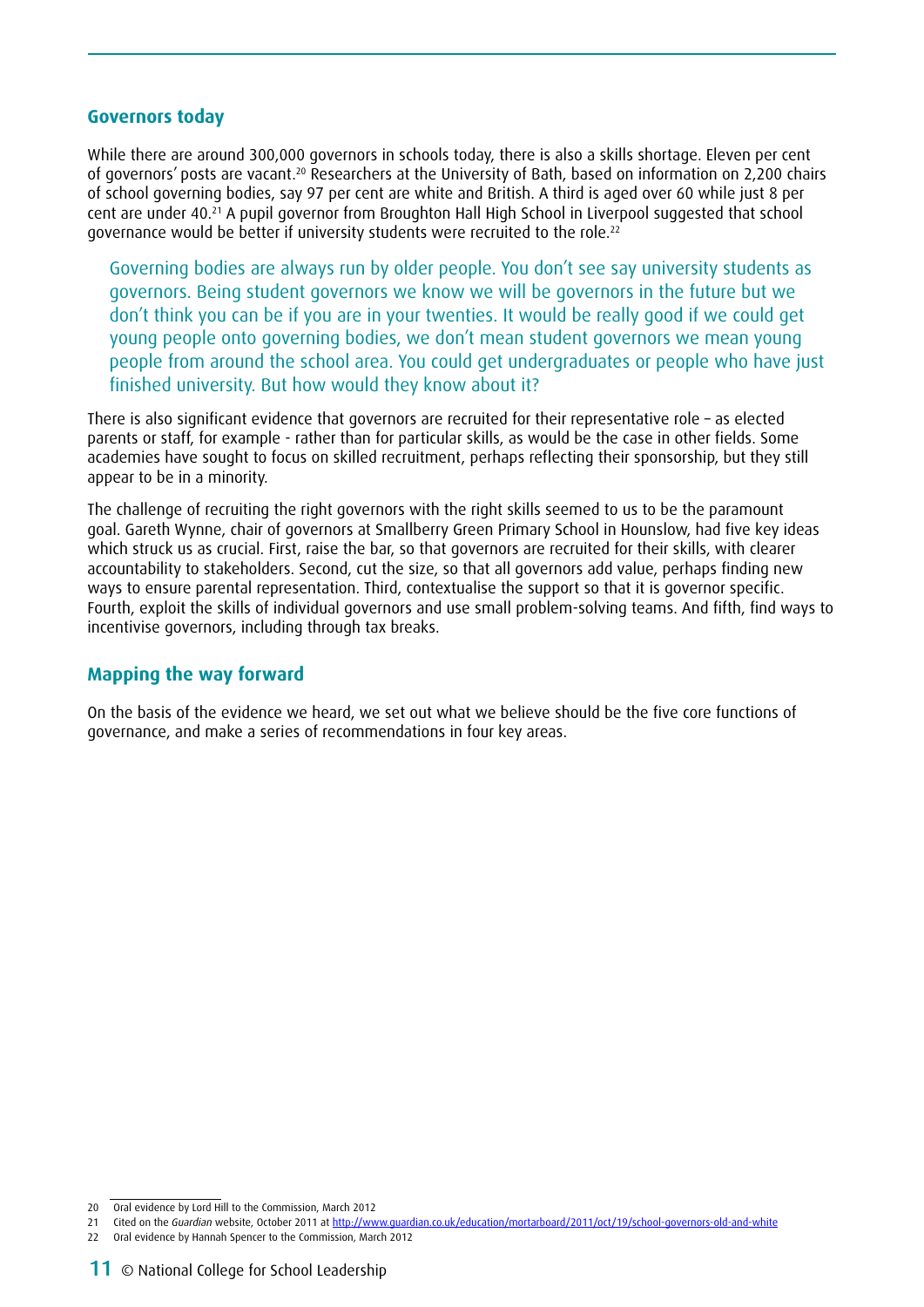## Governors today

While there are around 300,000 governors in schools today, there is also a skills shortage. Eleven per cent of governors' posts are vacant.[20] Researchers at the University of Bath, based on information on 2,200 chairs of school governing bodies, say 97 per cent are white and British. A third is aged over 60 while just 8 per cent are under 40.[21] A pupil governor from Broughton Hall High School in Liverpool suggested that school governance would be better if university students were recruited to the role.[22]

> Governing bodies are always run by older people. You don't see say university students as governors. Being student governors we know we will be governors in the future but we don't think you can be if you are in your twenties. It would be really good if we could get young people onto governing bodies, we don't mean student governors we mean young people from around the school area. You could get undergraduates or people who have just finished university. But how would they know about it?

There is also significant evidence that governors are recruited for their representative role – as elected parents or staff, for example - rather than for particular skills, as would be the case in other fields. Some academies have sought to focus on skilled recruitment, perhaps reflecting their sponsorship, but they still appear to be in a minority.

The challenge of recruiting the right governors with the right skills seemed to us to be the paramount goal. Gareth Wynne, chair of governors at Smallberry Green Primary School in Hounslow, had five key ideas which struck us as crucial. First, raise the bar, so that governors are recruited for their skills, with clearer accountability to stakeholders. Second, cut the size, so that all governors add value, perhaps finding new ways to ensure parental representation. Third, contextualise the support so that it is governor specific. Fourth, exploit the skills of individual governors and use small problem-solving teams. And fifth, find ways to incentivise governors, including through tax breaks.

## Mapping the way forward

On the basis of the evidence we heard, we set out what we believe should be the five core functions of governance, and make a series of recommendations in four key areas.

20 Oral evidence by Lord Hill to the Commission, March 2012

21 Cited on the *Guardian* website, October 2011 at http://www.guardian.co.uk/education/mortarboard/2011/oct/19/school-governors-old-and-white

22 Oral evidence by Hannah Spencer to the Commission, March 2012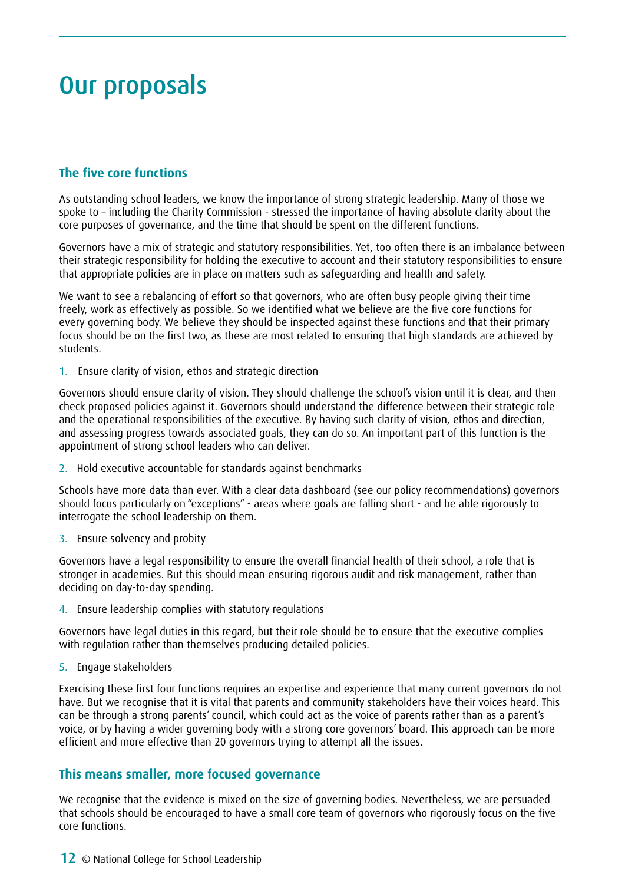# Our proposals

## The five core functions

As outstanding school leaders, we know the importance of strong strategic leadership. Many of those we spoke to – including the Charity Commission - stressed the importance of having absolute clarity about the core purposes of governance, and the time that should be spent on the different functions.

Governors have a mix of strategic and statutory responsibilities. Yet, too often there is an imbalance between their strategic responsibility for holding the executive to account and their statutory responsibilities to ensure that appropriate policies are in place on matters such as safeguarding and health and safety.

We want to see a rebalancing of effort so that governors, who are often busy people giving their time freely, work as effectively as possible. So we identified what we believe are the five core functions for every governing body. We believe they should be inspected against these functions and that their primary focus should be on the first two, as these are most related to ensuring that high standards are achieved by students.

1. Ensure clarity of vision, ethos and strategic direction

Governors should ensure clarity of vision. They should challenge the school's vision until it is clear, and then check proposed policies against it. Governors should understand the difference between their strategic role and the operational responsibilities of the executive. By having such clarity of vision, ethos and direction, and assessing progress towards associated goals, they can do so. An important part of this function is the appointment of strong school leaders who can deliver.

2. Hold executive accountable for standards against benchmarks

Schools have more data than ever. With a clear data dashboard (see our policy recommendations) governors should focus particularly on "exceptions" - areas where goals are falling short - and be able rigorously to interrogate the school leadership on them.

3. Ensure solvency and probity

Governors have a legal responsibility to ensure the overall financial health of their school, a role that is stronger in academies. But this should mean ensuring rigorous audit and risk management, rather than deciding on day-to-day spending.

4. Ensure leadership complies with statutory regulations

Governors have legal duties in this regard, but their role should be to ensure that the executive complies with regulation rather than themselves producing detailed policies.

5. Engage stakeholders

Exercising these first four functions requires an expertise and experience that many current governors do not have. But we recognise that it is vital that parents and community stakeholders have their voices heard. This can be through a strong parents' council, which could act as the voice of parents rather than as a parent's voice, or by having a wider governing body with a strong core governors' board. This approach can be more efficient and more effective than 20 governors trying to attempt all the issues.

## This means smaller, more focused governance

We recognise that the evidence is mixed on the size of governing bodies. Nevertheless, we are persuaded that schools should be encouraged to have a small core team of governors who rigorously focus on the five core functions.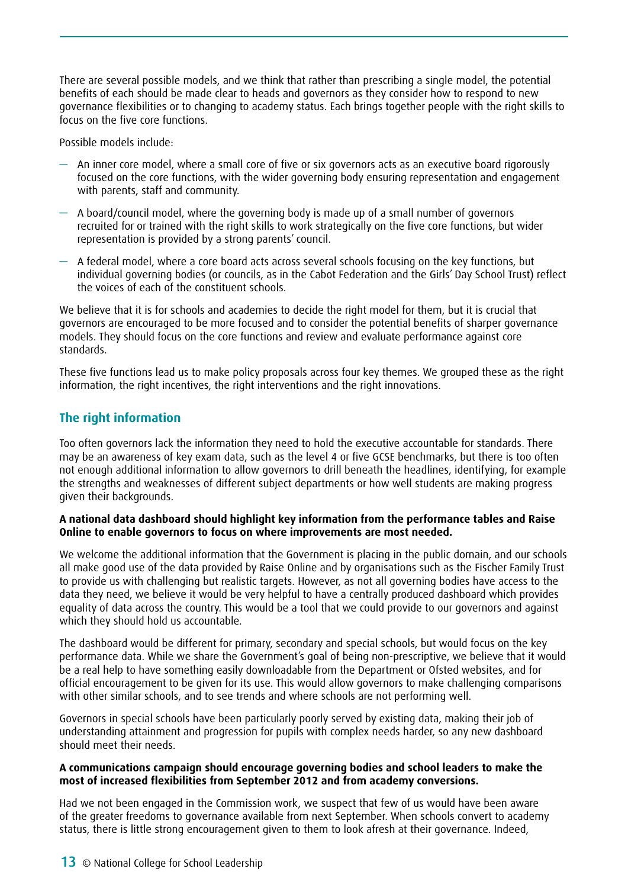There are several possible models, and we think that rather than prescribing a single model, the potential benefits of each should be made clear to heads and governors as they consider how to respond to new governance flexibilities or to changing to academy status. Each brings together people with the right skills to focus on the five core functions.

Possible models include:

- An inner core model, where a small core of five or six governors acts as an executive board rigorously focused on the core functions, with the wider governing body ensuring representation and engagement with parents, staff and community.
- A board/council model, where the governing body is made up of a small number of governors recruited for or trained with the right skills to work strategically on the five core functions, but wider representation is provided by a strong parents' council.
- A federal model, where a core board acts across several schools focusing on the key functions, but individual governing bodies (or councils, as in the Cabot Federation and the Girls' Day School Trust) reflect the voices of each of the constituent schools.

We believe that it is for schools and academies to decide the right model for them, but it is crucial that governors are encouraged to be more focused and to consider the potential benefits of sharper governance models. They should focus on the core functions and review and evaluate performance against core standards.

These five functions lead us to make policy proposals across four key themes. We grouped these as the right information, the right incentives, the right interventions and the right innovations.

## The right information

Too often governors lack the information they need to hold the executive accountable for standards. There may be an awareness of key exam data, such as the level 4 or five GCSE benchmarks, but there is too often not enough additional information to allow governors to drill beneath the headlines, identifying, for example the strengths and weaknesses of different subject departments or how well students are making progress given their backgrounds.

**A national data dashboard should highlight key information from the performance tables and Raise Online to enable governors to focus on where improvements are most needed.**

We welcome the additional information that the Government is placing in the public domain, and our schools all make good use of the data provided by Raise Online and by organisations such as the Fischer Family Trust to provide us with challenging but realistic targets. However, as not all governing bodies have access to the data they need, we believe it would be very helpful to have a centrally produced dashboard which provides equality of data across the country. This would be a tool that we could provide to our governors and against which they should hold us accountable.

The dashboard would be different for primary, secondary and special schools, but would focus on the key performance data. While we share the Government's goal of being non-prescriptive, we believe that it would be a real help to have something easily downloadable from the Department or Ofsted websites, and for official encouragement to be given for its use. This would allow governors to make challenging comparisons with other similar schools, and to see trends and where schools are not performing well.

Governors in special schools have been particularly poorly served by existing data, making their job of understanding attainment and progression for pupils with complex needs harder, so any new dashboard should meet their needs.

**A communications campaign should encourage governing bodies and school leaders to make the most of increased flexibilities from September 2012 and from academy conversions.**

Had we not been engaged in the Commission work, we suspect that few of us would have been aware of the greater freedoms to governance available from next September. When schools convert to academy status, there is little strong encouragement given to them to look afresh at their governance. Indeed,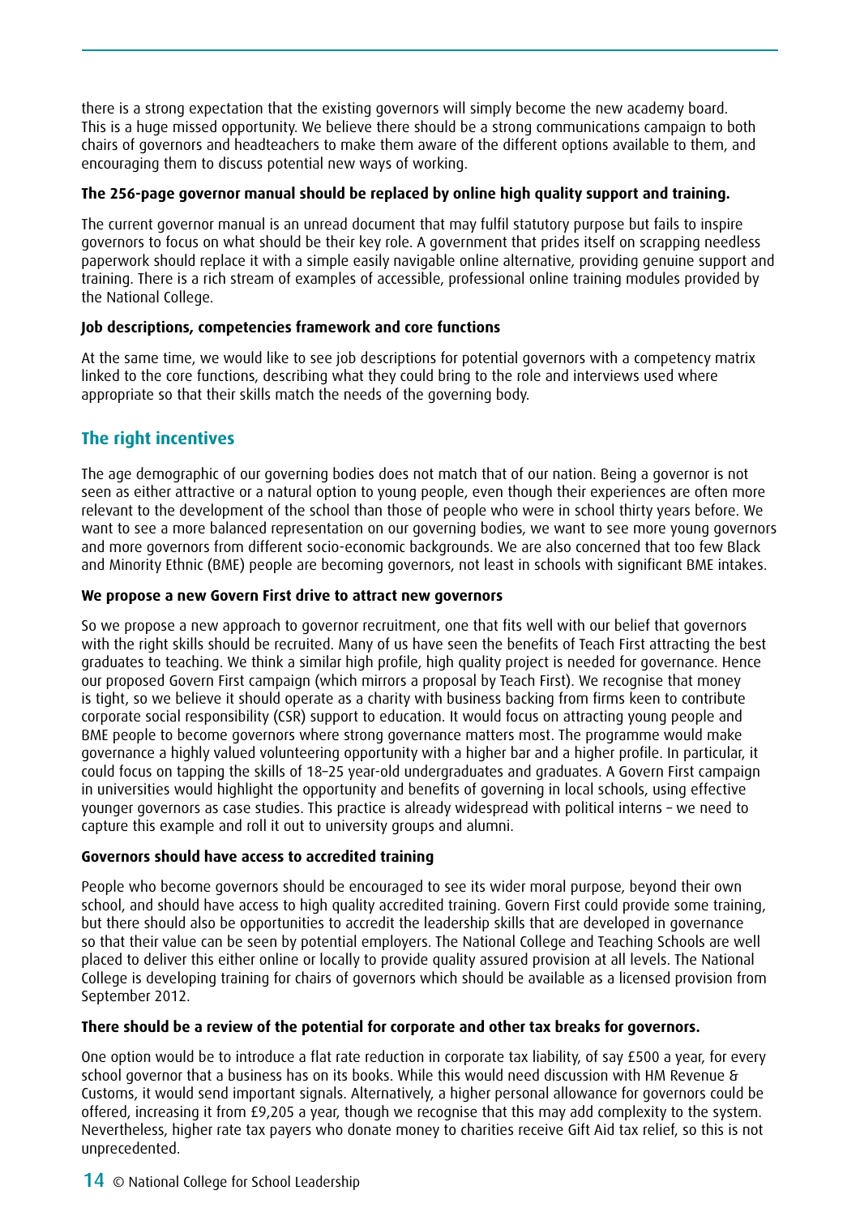there is a strong expectation that the existing governors will simply become the new academy board. This is a huge missed opportunity. We believe there should be a strong communications campaign to both chairs of governors and headteachers to make them aware of the different options available to them, and encouraging them to discuss potential new ways of working.

**The 256-page governor manual should be replaced by online high quality support and training.**

The current governor manual is an unread document that may fulfil statutory purpose but fails to inspire governors to focus on what should be their key role. A government that prides itself on scrapping needless paperwork should replace it with a simple easily navigable online alternative, providing genuine support and training. There is a rich stream of examples of accessible, professional online training modules provided by the National College.

**Job descriptions, competencies framework and core functions**

At the same time, we would like to see job descriptions for potential governors with a competency matrix linked to the core functions, describing what they could bring to the role and interviews used where appropriate so that their skills match the needs of the governing body.

## The right incentives

The age demographic of our governing bodies does not match that of our nation. Being a governor is not seen as either attractive or a natural option to young people, even though their experiences are often more relevant to the development of the school than those of people who were in school thirty years before. We want to see a more balanced representation on our governing bodies, we want to see more young governors and more governors from different socio-economic backgrounds. We are also concerned that too few Black and Minority Ethnic (BME) people are becoming governors, not least in schools with significant BME intakes.

**We propose a new Govern First drive to attract new governors**

So we propose a new approach to governor recruitment, one that fits well with our belief that governors with the right skills should be recruited. Many of us have seen the benefits of Teach First attracting the best graduates to teaching. We think a similar high profile, high quality project is needed for governance. Hence our proposed Govern First campaign (which mirrors a proposal by Teach First). We recognise that money is tight, so we believe it should operate as a charity with business backing from firms keen to contribute corporate social responsibility (CSR) support to education. It would focus on attracting young people and BME people to become governors where strong governance matters most. The programme would make governance a highly valued volunteering opportunity with a higher bar and a higher profile. In particular, it could focus on tapping the skills of 18–25 year-old undergraduates and graduates. A Govern First campaign in universities would highlight the opportunity and benefits of governing in local schools, using effective younger governors as case studies. This practice is already widespread with political interns – we need to capture this example and roll it out to university groups and alumni.

**Governors should have access to accredited training**

People who become governors should be encouraged to see its wider moral purpose, beyond their own school, and should have access to high quality accredited training. Govern First could provide some training, but there should also be opportunities to accredit the leadership skills that are developed in governance so that their value can be seen by potential employers. The National College and Teaching Schools are well placed to deliver this either online or locally to provide quality assured provision at all levels. The National College is developing training for chairs of governors which should be available as a licensed provision from September 2012.

**There should be a review of the potential for corporate and other tax breaks for governors.**

One option would be to introduce a flat rate reduction in corporate tax liability, of say £500 a year, for every school governor that a business has on its books. While this would need discussion with HM Revenue & Customs, it would send important signals. Alternatively, a higher personal allowance for governors could be offered, increasing it from £9,205 a year, though we recognise that this may add complexity to the system. Nevertheless, higher rate tax payers who donate money to charities receive Gift Aid tax relief, so this is not unprecedented.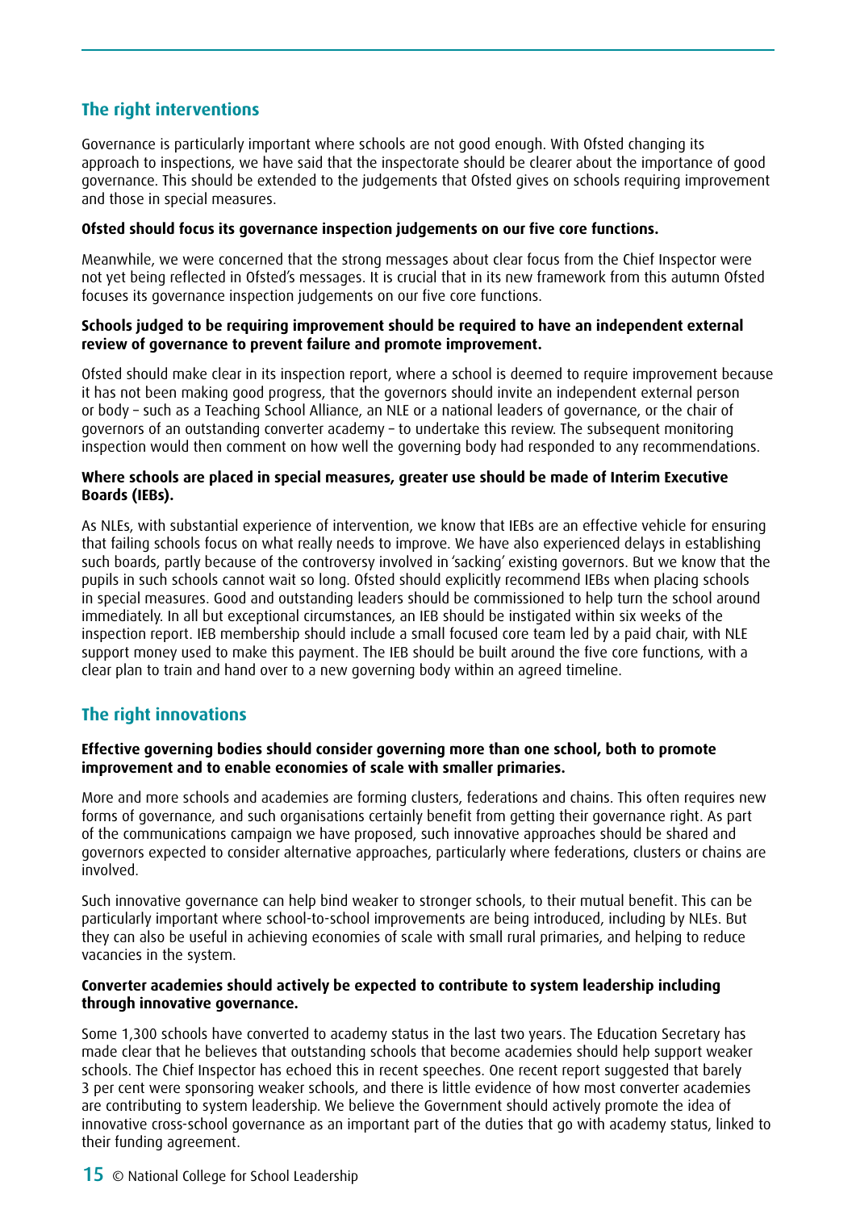## The right interventions

Governance is particularly important where schools are not good enough. With Ofsted changing its approach to inspections, we have said that the inspectorate should be clearer about the importance of good governance. This should be extended to the judgements that Ofsted gives on schools requiring improvement and those in special measures.

**Ofsted should focus its governance inspection judgements on our five core functions.**

Meanwhile, we were concerned that the strong messages about clear focus from the Chief Inspector were not yet being reflected in Ofsted's messages. It is crucial that in its new framework from this autumn Ofsted focuses its governance inspection judgements on our five core functions.

**Schools judged to be requiring improvement should be required to have an independent external review of governance to prevent failure and promote improvement.**

Ofsted should make clear in its inspection report, where a school is deemed to require improvement because it has not been making good progress, that the governors should invite an independent external person or body – such as a Teaching School Alliance, an NLE or a national leaders of governance, or the chair of governors of an outstanding converter academy – to undertake this review. The subsequent monitoring inspection would then comment on how well the governing body had responded to any recommendations.

**Where schools are placed in special measures, greater use should be made of Interim Executive Boards (IEBs).**

As NLEs, with substantial experience of intervention, we know that IEBs are an effective vehicle for ensuring that failing schools focus on what really needs to improve. We have also experienced delays in establishing such boards, partly because of the controversy involved in 'sacking' existing governors. But we know that the pupils in such schools cannot wait so long. Ofsted should explicitly recommend IEBs when placing schools in special measures. Good and outstanding leaders should be commissioned to help turn the school around immediately. In all but exceptional circumstances, an IEB should be instigated within six weeks of the inspection report. IEB membership should include a small focused core team led by a paid chair, with NLE support money used to make this payment. The IEB should be built around the five core functions, with a clear plan to train and hand over to a new governing body within an agreed timeline.

## The right innovations

**Effective governing bodies should consider governing more than one school, both to promote improvement and to enable economies of scale with smaller primaries.**

More and more schools and academies are forming clusters, federations and chains. This often requires new forms of governance, and such organisations certainly benefit from getting their governance right. As part of the communications campaign we have proposed, such innovative approaches should be shared and governors expected to consider alternative approaches, particularly where federations, clusters or chains are involved.

Such innovative governance can help bind weaker to stronger schools, to their mutual benefit. This can be particularly important where school-to-school improvements are being introduced, including by NLEs. But they can also be useful in achieving economies of scale with small rural primaries, and helping to reduce vacancies in the system.

**Converter academies should actively be expected to contribute to system leadership including through innovative governance.**

Some 1,300 schools have converted to academy status in the last two years. The Education Secretary has made clear that he believes that outstanding schools that become academies should help support weaker schools. The Chief Inspector has echoed this in recent speeches. One recent report suggested that barely 3 per cent were sponsoring weaker schools, and there is little evidence of how most converter academies are contributing to system leadership. We believe the Government should actively promote the idea of innovative cross-school governance as an important part of the duties that go with academy status, linked to their funding agreement.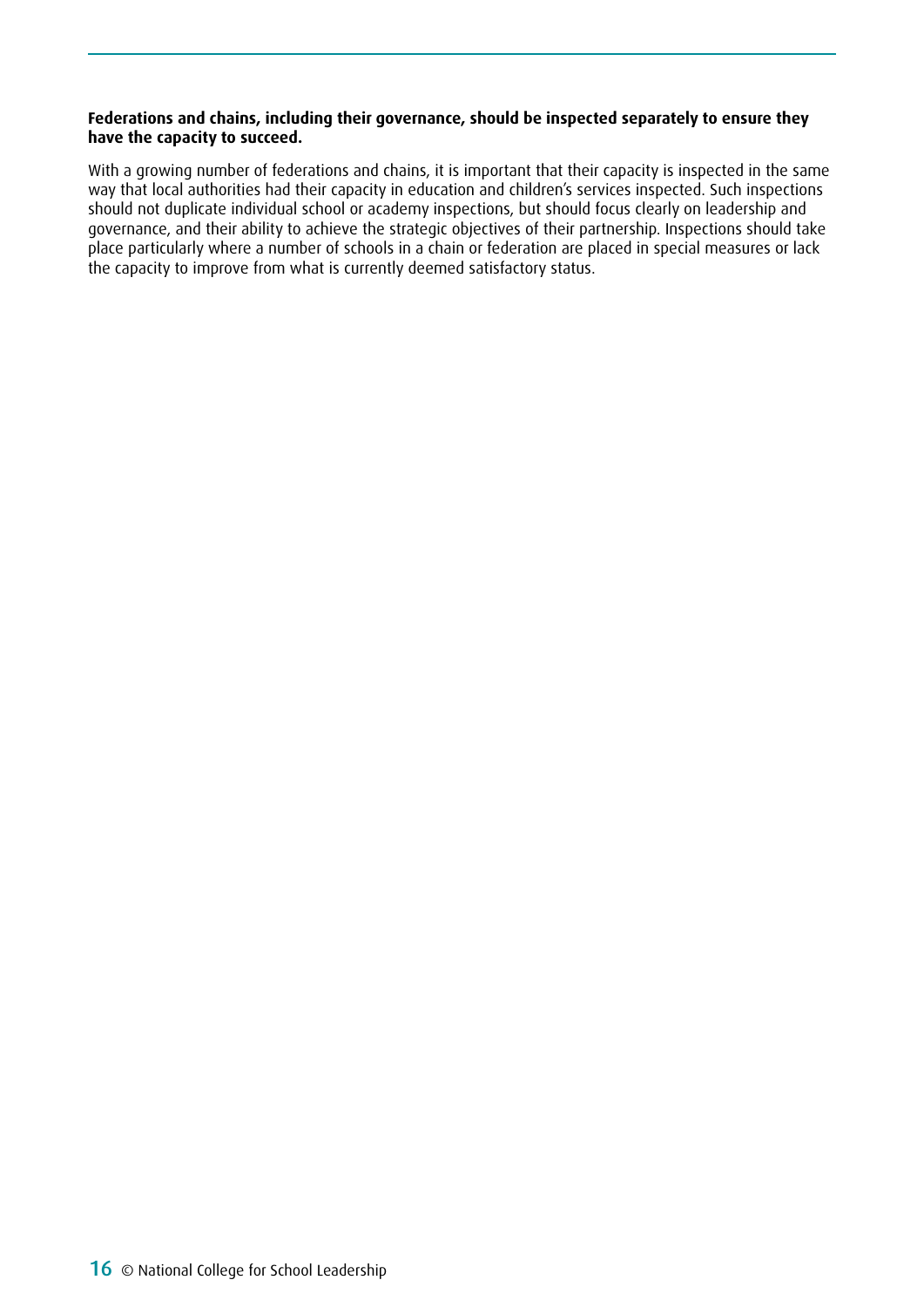**Federations and chains, including their governance, should be inspected separately to ensure they have the capacity to succeed.**

With a growing number of federations and chains, it is important that their capacity is inspected in the same way that local authorities had their capacity in education and children's services inspected. Such inspections should not duplicate individual school or academy inspections, but should focus clearly on leadership and governance, and their ability to achieve the strategic objectives of their partnership. Inspections should take place particularly where a number of schools in a chain or federation are placed in special measures or lack the capacity to improve from what is currently deemed satisfactory status.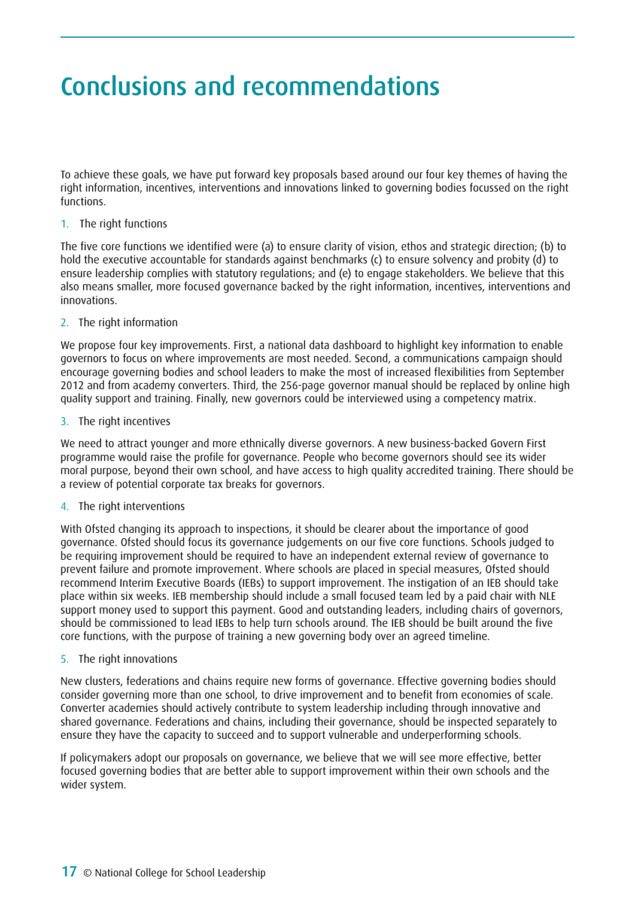# Conclusions and recommendations

To achieve these goals, we have put forward key proposals based around our four key themes of having the right information, incentives, interventions and innovations linked to governing bodies focussed on the right functions.

1. The right functions

The five core functions we identified were (a) to ensure clarity of vision, ethos and strategic direction; (b) to hold the executive accountable for standards against benchmarks (c) to ensure solvency and probity (d) to ensure leadership complies with statutory regulations; and (e) to engage stakeholders. We believe that this also means smaller, more focused governance backed by the right information, incentives, interventions and innovations.

2. The right information

We propose four key improvements. First, a national data dashboard to highlight key information to enable governors to focus on where improvements are most needed. Second, a communications campaign should encourage governing bodies and school leaders to make the most of increased flexibilities from September 2012 and from academy converters. Third, the 256-page governor manual should be replaced by online high quality support and training. Finally, new governors could be interviewed using a competency matrix.

3. The right incentives

We need to attract younger and more ethnically diverse governors. A new business-backed Govern First programme would raise the profile for governance. People who become governors should see its wider moral purpose, beyond their own school, and have access to high quality accredited training. There should be a review of potential corporate tax breaks for governors.

4. The right interventions

With Ofsted changing its approach to inspections, it should be clearer about the importance of good governance. Ofsted should focus its governance judgements on our five core functions. Schools judged to be requiring improvement should be required to have an independent external review of governance to prevent failure and promote improvement. Where schools are placed in special measures, Ofsted should recommend Interim Executive Boards (IEBs) to support improvement. The instigation of an IEB should take place within six weeks. IEB membership should include a small focused team led by a paid chair with NLE support money used to support this payment. Good and outstanding leaders, including chairs of governors, should be commissioned to lead IEBs to help turn schools around. The IEB should be built around the five core functions, with the purpose of training a new governing body over an agreed timeline.

5. The right innovations

New clusters, federations and chains require new forms of governance. Effective governing bodies should consider governing more than one school, to drive improvement and to benefit from economies of scale. Converter academies should actively contribute to system leadership including through innovative and shared governance. Federations and chains, including their governance, should be inspected separately to ensure they have the capacity to succeed and to support vulnerable and underperforming schools.

If policymakers adopt our proposals on governance, we believe that we will see more effective, better focused governing bodies that are better able to support improvement within their own schools and the wider system.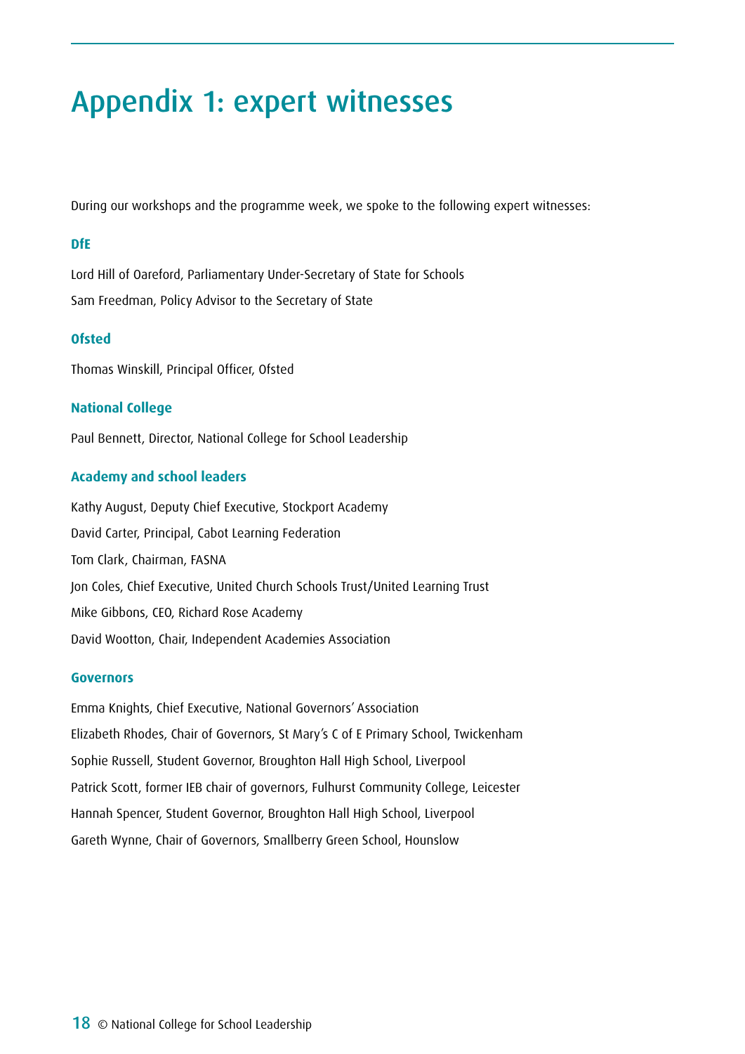# Appendix 1: expert witnesses

During our workshops and the programme week, we spoke to the following expert witnesses:

### DfE

Lord Hill of Oareford, Parliamentary Under-Secretary of State for Schools

Sam Freedman, Policy Advisor to the Secretary of State

### Ofsted

Thomas Winskill, Principal Officer, Ofsted

### National College

Paul Bennett, Director, National College for School Leadership

### Academy and school leaders

Kathy August, Deputy Chief Executive, Stockport Academy

David Carter, Principal, Cabot Learning Federation

Tom Clark, Chairman, FASNA

Jon Coles, Chief Executive, United Church Schools Trust/United Learning Trust

Mike Gibbons, CEO, Richard Rose Academy

David Wootton, Chair, Independent Academies Association

### Governors

Emma Knights, Chief Executive, National Governors' Association

Elizabeth Rhodes, Chair of Governors, St Mary's C of E Primary School, Twickenham

Sophie Russell, Student Governor, Broughton Hall High School, Liverpool

Patrick Scott, former IEB chair of governors, Fulhurst Community College, Leicester

Hannah Spencer, Student Governor, Broughton Hall High School, Liverpool

Gareth Wynne, Chair of Governors, Smallberry Green School, Hounslow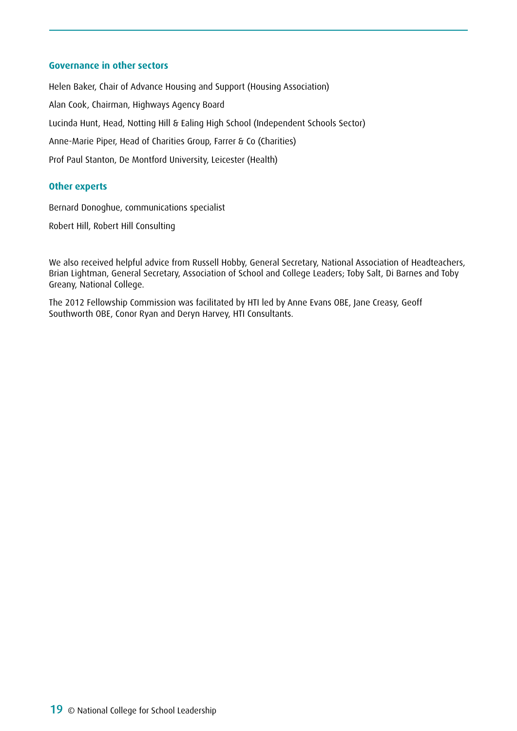### Governance in other sectors

Helen Baker, Chair of Advance Housing and Support (Housing Association)

Alan Cook, Chairman, Highways Agency Board

Lucinda Hunt, Head, Notting Hill & Ealing High School (Independent Schools Sector)

Anne-Marie Piper, Head of Charities Group, Farrer & Co (Charities)

Prof Paul Stanton, De Montford University, Leicester (Health)

### Other experts

Bernard Donoghue, communications specialist

Robert Hill, Robert Hill Consulting

We also received helpful advice from Russell Hobby, General Secretary, National Association of Headteachers, Brian Lightman, General Secretary, Association of School and College Leaders; Toby Salt, Di Barnes and Toby Greany, National College.

The 2012 Fellowship Commission was facilitated by HTI led by Anne Evans OBE, Jane Creasy, Geoff Southworth OBE, Conor Ryan and Deryn Harvey, HTI Consultants.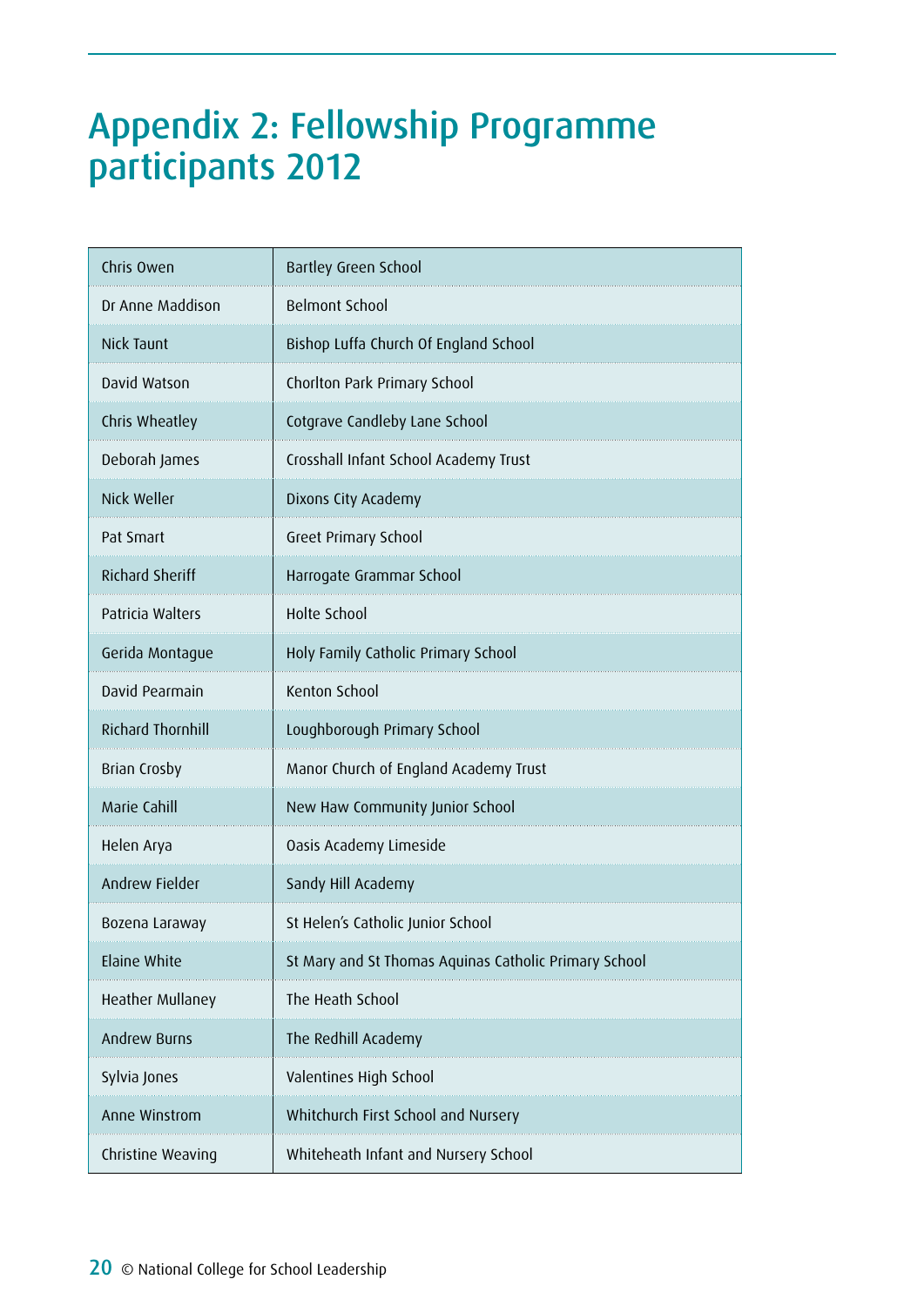# Appendix 2: Fellowship Programme participants 2012

| | |
|---|---|
| Chris Owen | Bartley Green School |
| Dr Anne Maddison | Belmont School |
| Nick Taunt | Bishop Luffa Church Of England School |
| David Watson | Chorlton Park Primary School |
| Chris Wheatley | Cotgrave Candleby Lane School |
| Deborah James | Crosshall Infant School Academy Trust |
| Nick Weller | Dixons City Academy |
| Pat Smart | Greet Primary School |
| Richard Sheriff | Harrogate Grammar School |
| Patricia Walters | Holte School |
| Gerida Montague | Holy Family Catholic Primary School |
| David Pearmain | Kenton School |
| Richard Thornhill | Loughborough Primary School |
| Brian Crosby | Manor Church of England Academy Trust |
| Marie Cahill | New Haw Community Junior School |
| Helen Arya | Oasis Academy Limeside |
| Andrew Fielder | Sandy Hill Academy |
| Bozena Laraway | St Helen's Catholic Junior School |
| Elaine White | St Mary and St Thomas Aquinas Catholic Primary School |
| Heather Mullaney | The Heath School |
| Andrew Burns | The Redhill Academy |
| Sylvia Jones | Valentines High School |
| Anne Winstrom | Whitchurch First School and Nursery |
| Christine Weaving | Whiteheath Infant and Nursery School |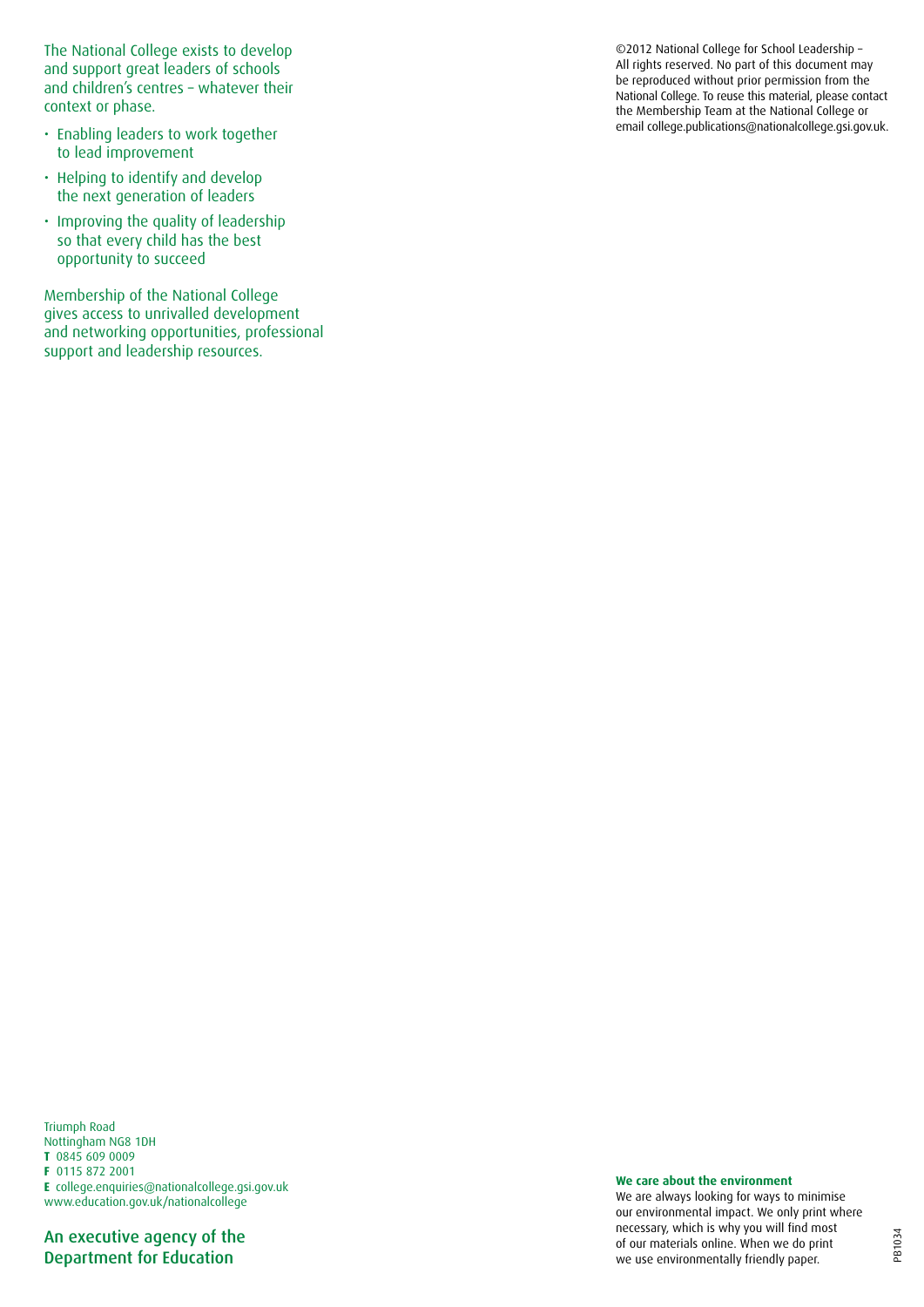The National College exists to develop and support great leaders of schools and children's centres – whatever their context or phase.

- Enabling leaders to work together to lead improvement
- Helping to identify and develop the next generation of leaders
- Improving the quality of leadership so that every child has the best opportunity to succeed

Membership of the National College gives access to unrivalled development and networking opportunities, professional support and leadership resources.

©2012 National College for School Leadership – All rights reserved. No part of this document may be reproduced without prior permission from the National College. To reuse this material, please contact the Membership Team at the National College or email college.publications@nationalcollege.gsi.gov.uk.

Triumph Road
Nottingham NG8 1DH
**T** 0845 609 0009
**F** 0115 872 2001
**E** college.enquiries@nationalcollege.gsi.gov.uk
www.education.gov.uk/nationalcollege

An executive agency of the Department for Education

**We care about the environment**
We are always looking for ways to minimise our environmental impact. We only print where necessary, which is why you will find most of our materials online. When we do print we use environmentally friendly paper.

PB1034